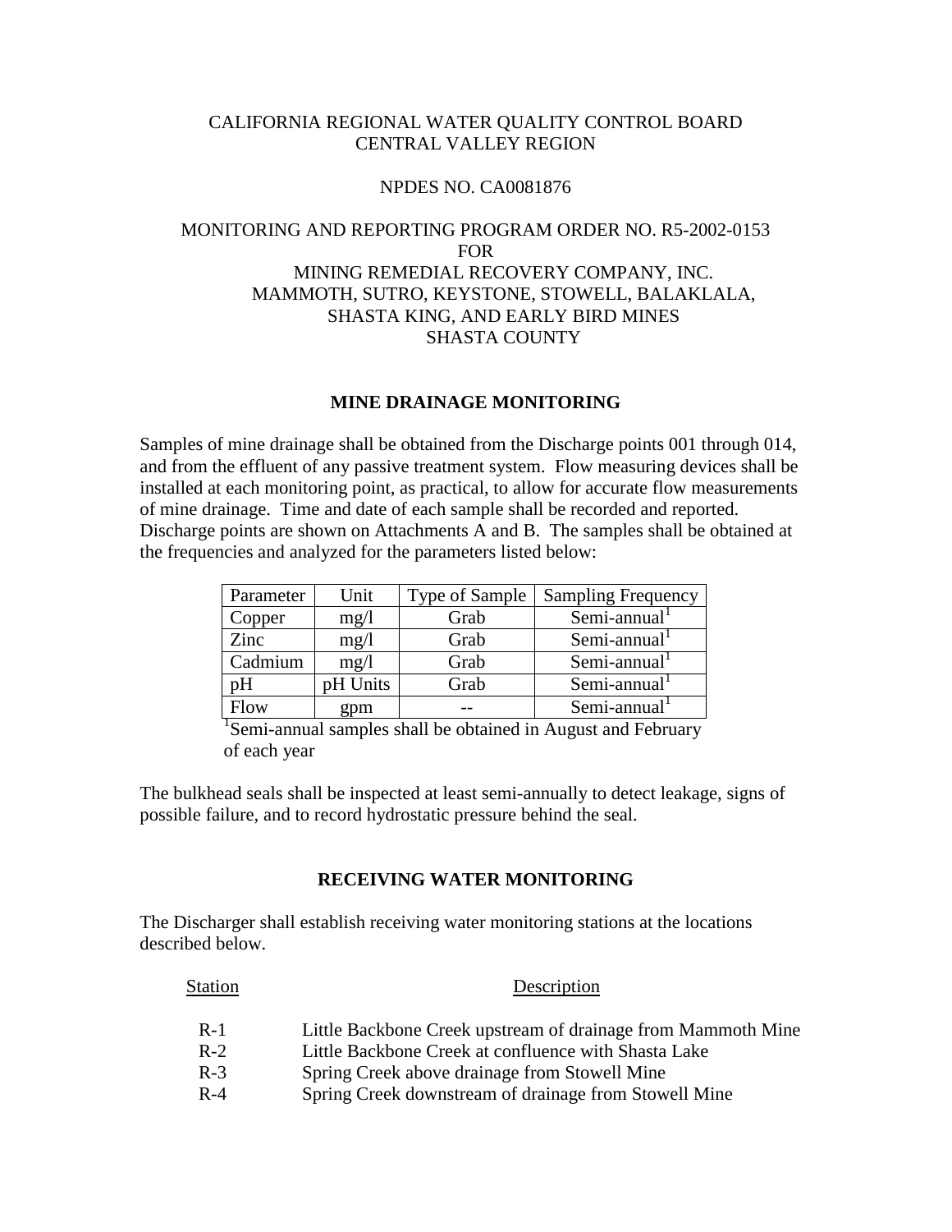CALIFORNIA REGIONAL WATER QUALITY CONTROL BOARD
CENTRAL VALLEY REGION

NPDES NO. CA0081876

MONITORING AND REPORTING PROGRAM ORDER NO. R5-2002-0153
FOR
MINING REMEDIAL RECOVERY COMPANY, INC.
MAMMOTH, SUTRO, KEYSTONE, STOWELL, BALAKLALA,
SHASTA KING, AND EARLY BIRD MINES
SHASTA COUNTY

## MINE DRAINAGE MONITORING

Samples of mine drainage shall be obtained from the Discharge points 001 through 014, and from the effluent of any passive treatment system. Flow measuring devices shall be installed at each monitoring point, as practical, to allow for accurate flow measurements of mine drainage. Time and date of each sample shall be recorded and reported. Discharge points are shown on Attachments A and B. The samples shall be obtained at the frequencies and analyzed for the parameters listed below:

| Parameter | Unit | Type of Sample | Sampling Frequency |
| --- | --- | --- | --- |
| Copper | mg/l | Grab | Semi-annual[1] |
| Zinc | mg/l | Grab | Semi-annual[1] |
| Cadmium | mg/l | Grab | Semi-annual[1] |
| pH | pH Units | Grab | Semi-annual[1] |
| Flow | gpm | -- | Semi-annual[1] |

[1]Semi-annual samples shall be obtained in August and February of each year

The bulkhead seals shall be inspected at least semi-annually to detect leakage, signs of possible failure, and to record hydrostatic pressure behind the seal.

## RECEIVING WATER MONITORING

The Discharger shall establish receiving water monitoring stations at the locations described below.

| Station | Description |
| --- | --- |
| R-1 | Little Backbone Creek upstream of drainage from Mammoth Mine |
| R-2 | Little Backbone Creek at confluence with Shasta Lake |
| R-3 | Spring Creek above drainage from Stowell Mine |
| R-4 | Spring Creek downstream of drainage from Stowell Mine |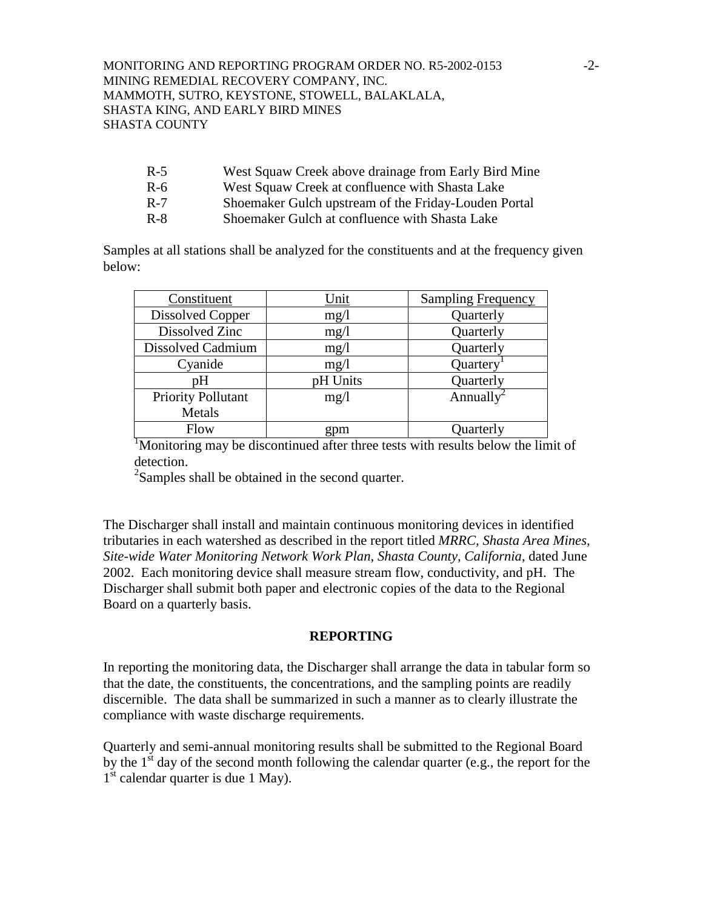R-5 West Squaw Creek above drainage from Early Bird Mine
R-6 West Squaw Creek at confluence with Shasta Lake
R-7 Shoemaker Gulch upstream of the Friday-Louden Portal
R-8 Shoemaker Gulch at confluence with Shasta Lake

Samples at all stations shall be analyzed for the constituents and at the frequency given below:

| Constituent | Unit | Sampling Frequency |
|---|---|---|
| Dissolved Copper | mg/l | Quarterly |
| Dissolved Zinc | mg/l | Quarterly |
| Dissolved Cadmium | mg/l | Quarterly |
| Cyanide | mg/l | Quartery[1] |
| pH | pH Units | Quarterly |
| Priority Pollutant Metals | mg/l | Annually[2] |
| Flow | gpm | Quarterly |

[1]Monitoring may be discontinued after three tests with results below the limit of detection.
[2]Samples shall be obtained in the second quarter.

The Discharger shall install and maintain continuous monitoring devices in identified tributaries in each watershed as described in the report titled *MRRC, Shasta Area Mines, Site-wide Water Monitoring Network Work Plan, Shasta County, California*, dated June 2002. Each monitoring device shall measure stream flow, conductivity, and pH. The Discharger shall submit both paper and electronic copies of the data to the Regional Board on a quarterly basis.

## REPORTING

In reporting the monitoring data, the Discharger shall arrange the data in tabular form so that the date, the constituents, the concentrations, and the sampling points are readily discernible. The data shall be summarized in such a manner as to clearly illustrate the compliance with waste discharge requirements.

Quarterly and semi-annual monitoring results shall be submitted to the Regional Board by the 1st day of the second month following the calendar quarter (e.g., the report for the 1st calendar quarter is due 1 May).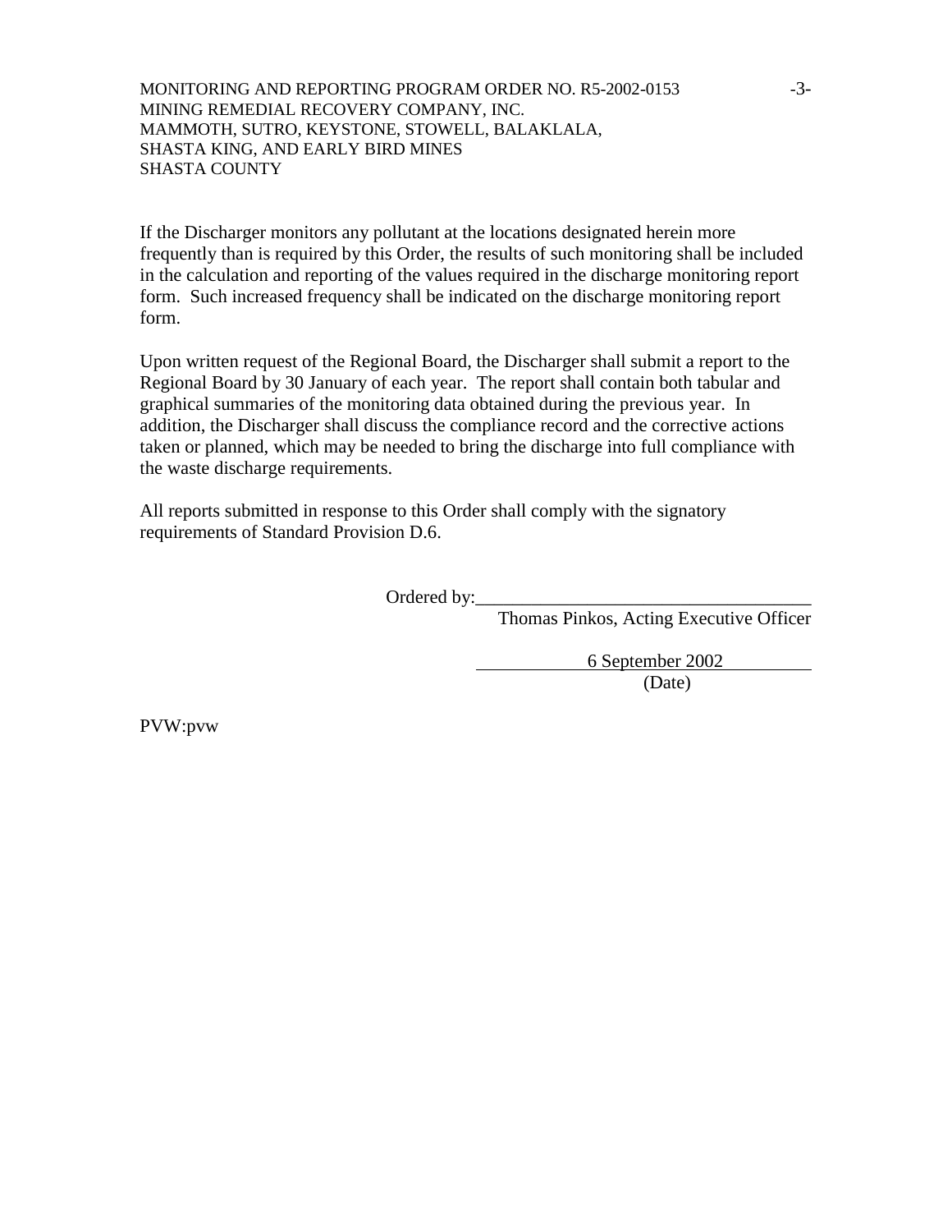If the Discharger monitors any pollutant at the locations designated herein more frequently than is required by this Order, the results of such monitoring shall be included in the calculation and reporting of the values required in the discharge monitoring report form. Such increased frequency shall be indicated on the discharge monitoring report form.

Upon written request of the Regional Board, the Discharger shall submit a report to the Regional Board by 30 January of each year. The report shall contain both tabular and graphical summaries of the monitoring data obtained during the previous year. In addition, the Discharger shall discuss the compliance record and the corrective actions taken or planned, which may be needed to bring the discharge into full compliance with the waste discharge requirements.

All reports submitted in response to this Order shall comply with the signatory requirements of Standard Provision D.6.

Ordered by:\_\_\_\_\_\_\_\_\_\_\_\_\_\_\_\_\_\_\_\_\_\_\_\_\_\_\_\_\_\_\_\_\_\_\_

Thomas Pinkos, Acting Executive Officer

6 September 2002

(Date)

PVW:pvw